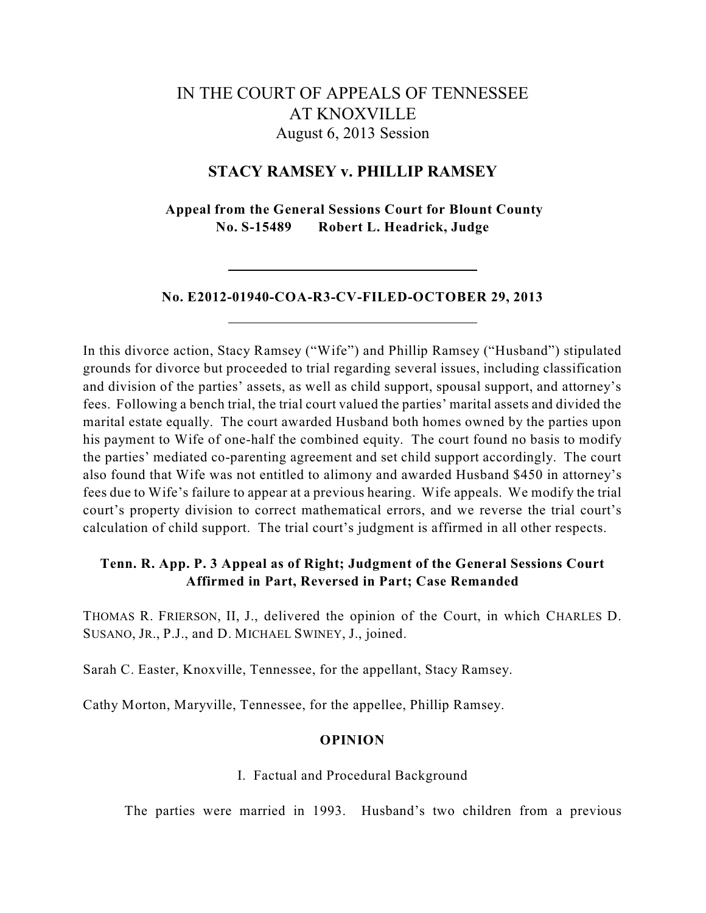# IN THE COURT OF APPEALS OF TENNESSEE
# AT KNOXVILLE

August 6, 2013 Session

## STACY RAMSEY v. PHILLIP RAMSEY

**Appeal from the General Sessions Court for Blount County**
**No. S-15489 Robert L. Headrick, Judge**

---

**No. E2012-01940-COA-R3-CV-FILED-OCTOBER 29, 2013**

---

In this divorce action, Stacy Ramsey ("Wife") and Phillip Ramsey ("Husband") stipulated grounds for divorce but proceeded to trial regarding several issues, including classification and division of the parties' assets, as well as child support, spousal support, and attorney's fees. Following a bench trial, the trial court valued the parties' marital assets and divided the marital estate equally. The court awarded Husband both homes owned by the parties upon his payment to Wife of one-half the combined equity. The court found no basis to modify the parties' mediated co-parenting agreement and set child support accordingly. The court also found that Wife was not entitled to alimony and awarded Husband $450 in attorney's fees due to Wife's failure to appear at a previous hearing. Wife appeals. We modify the trial court's property division to correct mathematical errors, and we reverse the trial court's calculation of child support. The trial court's judgment is affirmed in all other respects.

**Tenn. R. App. P. 3 Appeal as of Right; Judgment of the General Sessions Court Affirmed in Part, Reversed in Part; Case Remanded**

THOMAS R. FRIERSON, II, J., delivered the opinion of the Court, in which CHARLES D. SUSANO, JR., P.J., and D. MICHAEL SWINEY, J., joined.

Sarah C. Easter, Knoxville, Tennessee, for the appellant, Stacy Ramsey.

Cathy Morton, Maryville, Tennessee, for the appellee, Phillip Ramsey.

## OPINION

### I. Factual and Procedural Background

The parties were married in 1993. Husband's two children from a previous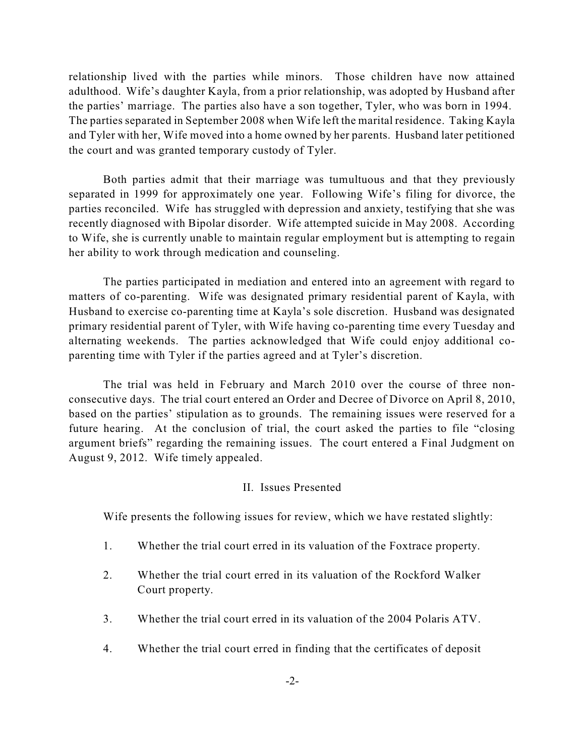relationship lived with the parties while minors. Those children have now attained adulthood. Wife's daughter Kayla, from a prior relationship, was adopted by Husband after the parties' marriage. The parties also have a son together, Tyler, who was born in 1994. The parties separated in September 2008 when Wife left the marital residence. Taking Kayla and Tyler with her, Wife moved into a home owned by her parents. Husband later petitioned the court and was granted temporary custody of Tyler.

Both parties admit that their marriage was tumultuous and that they previously separated in 1999 for approximately one year. Following Wife's filing for divorce, the parties reconciled. Wife has struggled with depression and anxiety, testifying that she was recently diagnosed with Bipolar disorder. Wife attempted suicide in May 2008. According to Wife, she is currently unable to maintain regular employment but is attempting to regain her ability to work through medication and counseling.

The parties participated in mediation and entered into an agreement with regard to matters of co-parenting. Wife was designated primary residential parent of Kayla, with Husband to exercise co-parenting time at Kayla's sole discretion. Husband was designated primary residential parent of Tyler, with Wife having co-parenting time every Tuesday and alternating weekends. The parties acknowledged that Wife could enjoy additional co-parenting time with Tyler if the parties agreed and at Tyler's discretion.

The trial was held in February and March 2010 over the course of three non-consecutive days. The trial court entered an Order and Decree of Divorce on April 8, 2010, based on the parties' stipulation as to grounds. The remaining issues were reserved for a future hearing. At the conclusion of trial, the court asked the parties to file "closing argument briefs" regarding the remaining issues. The court entered a Final Judgment on August 9, 2012. Wife timely appealed.

## II. Issues Presented

Wife presents the following issues for review, which we have restated slightly:

1. Whether the trial court erred in its valuation of the Foxtrace property.

2. Whether the trial court erred in its valuation of the Rockford Walker Court property.

3. Whether the trial court erred in its valuation of the 2004 Polaris ATV.

4. Whether the trial court erred in finding that the certificates of deposit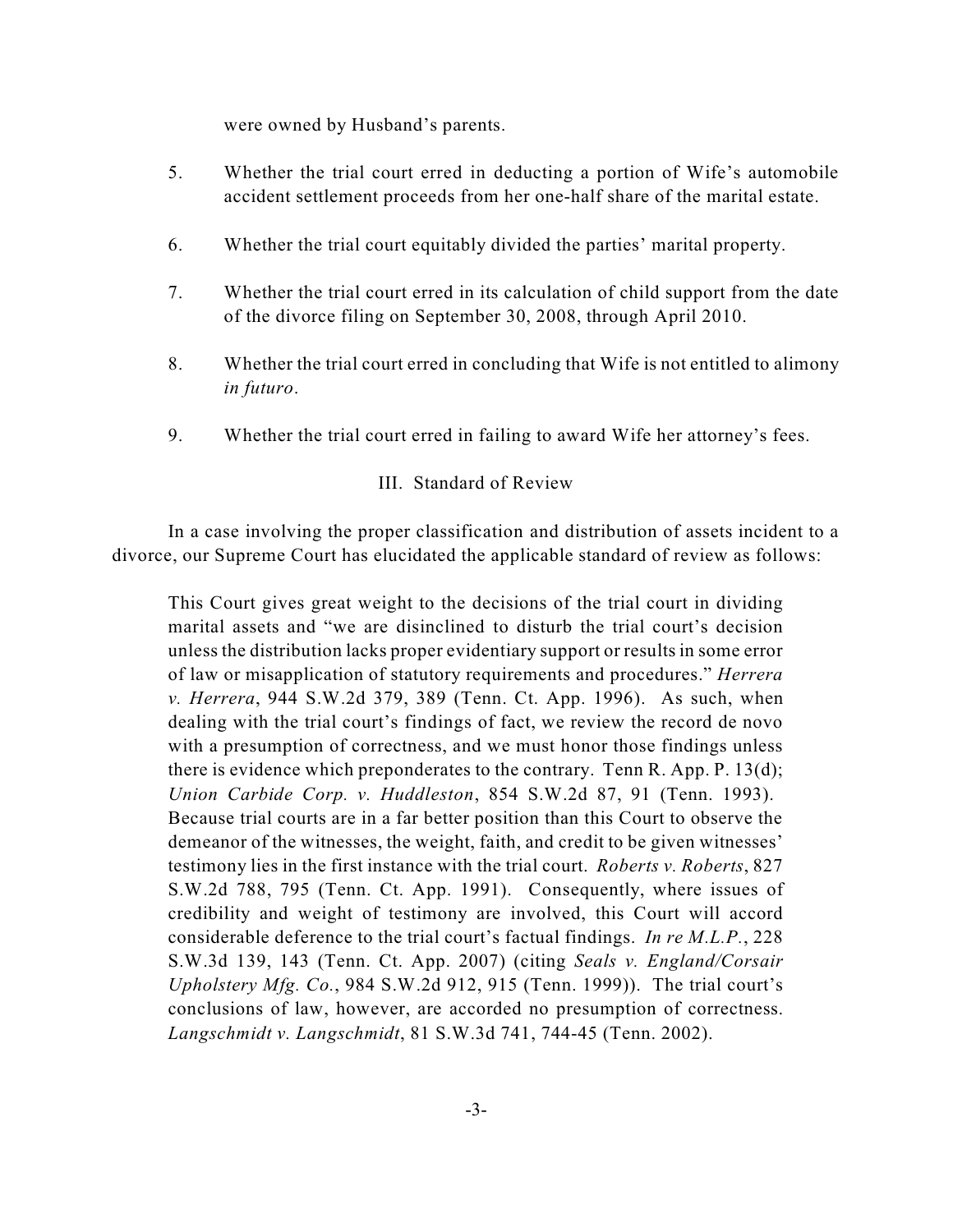were owned by Husband's parents.

5. Whether the trial court erred in deducting a portion of Wife's automobile accident settlement proceeds from her one-half share of the marital estate.

6. Whether the trial court equitably divided the parties' marital property.

7. Whether the trial court erred in its calculation of child support from the date of the divorce filing on September 30, 2008, through April 2010.

8. Whether the trial court erred in concluding that Wife is not entitled to alimony *in futuro*.

9. Whether the trial court erred in failing to award Wife her attorney's fees.

## III. Standard of Review

In a case involving the proper classification and distribution of assets incident to a divorce, our Supreme Court has elucidated the applicable standard of review as follows:

> This Court gives great weight to the decisions of the trial court in dividing marital assets and "we are disinclined to disturb the trial court's decision unless the distribution lacks proper evidentiary support or results in some error of law or misapplication of statutory requirements and procedures." *Herrera v. Herrera*, 944 S.W.2d 379, 389 (Tenn. Ct. App. 1996). As such, when dealing with the trial court's findings of fact, we review the record de novo with a presumption of correctness, and we must honor those findings unless there is evidence which preponderates to the contrary. Tenn R. App. P. 13(d); *Union Carbide Corp. v. Huddleston*, 854 S.W.2d 87, 91 (Tenn. 1993). Because trial courts are in a far better position than this Court to observe the demeanor of the witnesses, the weight, faith, and credit to be given witnesses' testimony lies in the first instance with the trial court. *Roberts v. Roberts*, 827 S.W.2d 788, 795 (Tenn. Ct. App. 1991). Consequently, where issues of credibility and weight of testimony are involved, this Court will accord considerable deference to the trial court's factual findings. *In re M.L.P.*, 228 S.W.3d 139, 143 (Tenn. Ct. App. 2007) (citing *Seals v. England/Corsair Upholstery Mfg. Co.*, 984 S.W.2d 912, 915 (Tenn. 1999)). The trial court's conclusions of law, however, are accorded no presumption of correctness. *Langschmidt v. Langschmidt*, 81 S.W.3d 741, 744-45 (Tenn. 2002).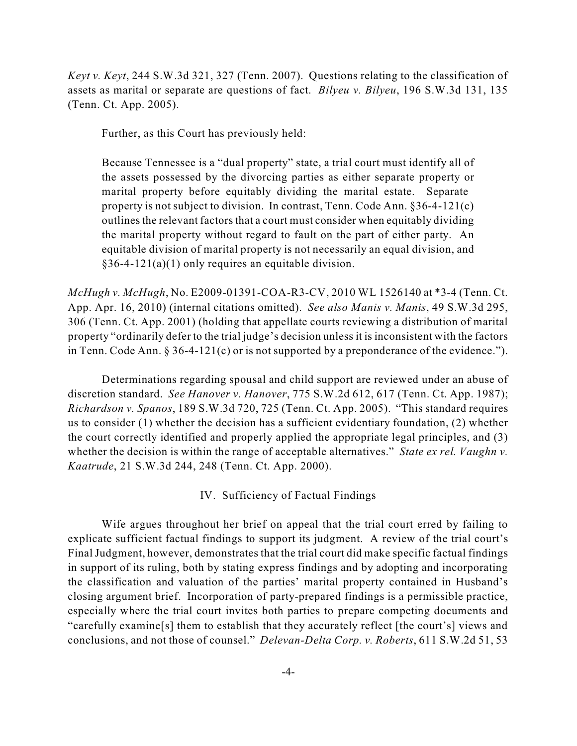*Keyt v. Keyt*, 244 S.W.3d 321, 327 (Tenn. 2007). Questions relating to the classification of assets as marital or separate are questions of fact. *Bilyeu v. Bilyeu*, 196 S.W.3d 131, 135 (Tenn. Ct. App. 2005).

Further, as this Court has previously held:

> Because Tennessee is a "dual property" state, a trial court must identify all of the assets possessed by the divorcing parties as either separate property or marital property before equitably dividing the marital estate. Separate property is not subject to division. In contrast, Tenn. Code Ann. §36-4-121(c) outlines the relevant factors that a court must consider when equitably dividing the marital property without regard to fault on the part of either party. An equitable division of marital property is not necessarily an equal division, and §36-4-121(a)(1) only requires an equitable division.

*McHugh v. McHugh*, No. E2009-01391-COA-R3-CV, 2010 WL 1526140 at *3-4 (Tenn. Ct. App. Apr. 16, 2010) (internal citations omitted). *See also Manis v. Manis*, 49 S.W.3d 295, 306 (Tenn. Ct. App. 2001) (holding that appellate courts reviewing a distribution of marital property "ordinarily defer to the trial judge's decision unless it is inconsistent with the factors in Tenn. Code Ann. § 36-4-121(c) or is not supported by a preponderance of the evidence.").

Determinations regarding spousal and child support are reviewed under an abuse of discretion standard. *See Hanover v. Hanover*, 775 S.W.2d 612, 617 (Tenn. Ct. App. 1987); *Richardson v. Spanos*, 189 S.W.3d 720, 725 (Tenn. Ct. App. 2005). "This standard requires us to consider (1) whether the decision has a sufficient evidentiary foundation, (2) whether the court correctly identified and properly applied the appropriate legal principles, and (3) whether the decision is within the range of acceptable alternatives." *State ex rel. Vaughn v. Kaatrude*, 21 S.W.3d 244, 248 (Tenn. Ct. App. 2000).

## IV. Sufficiency of Factual Findings

Wife argues throughout her brief on appeal that the trial court erred by failing to explicate sufficient factual findings to support its judgment. A review of the trial court's Final Judgment, however, demonstrates that the trial court did make specific factual findings in support of its ruling, both by stating express findings and by adopting and incorporating the classification and valuation of the parties' marital property contained in Husband's closing argument brief. Incorporation of party-prepared findings is a permissible practice, especially where the trial court invites both parties to prepare competing documents and "carefully examine[s] them to establish that they accurately reflect [the court's] views and conclusions, and not those of counsel." *Delevan-Delta Corp. v. Roberts*, 611 S.W.2d 51, 53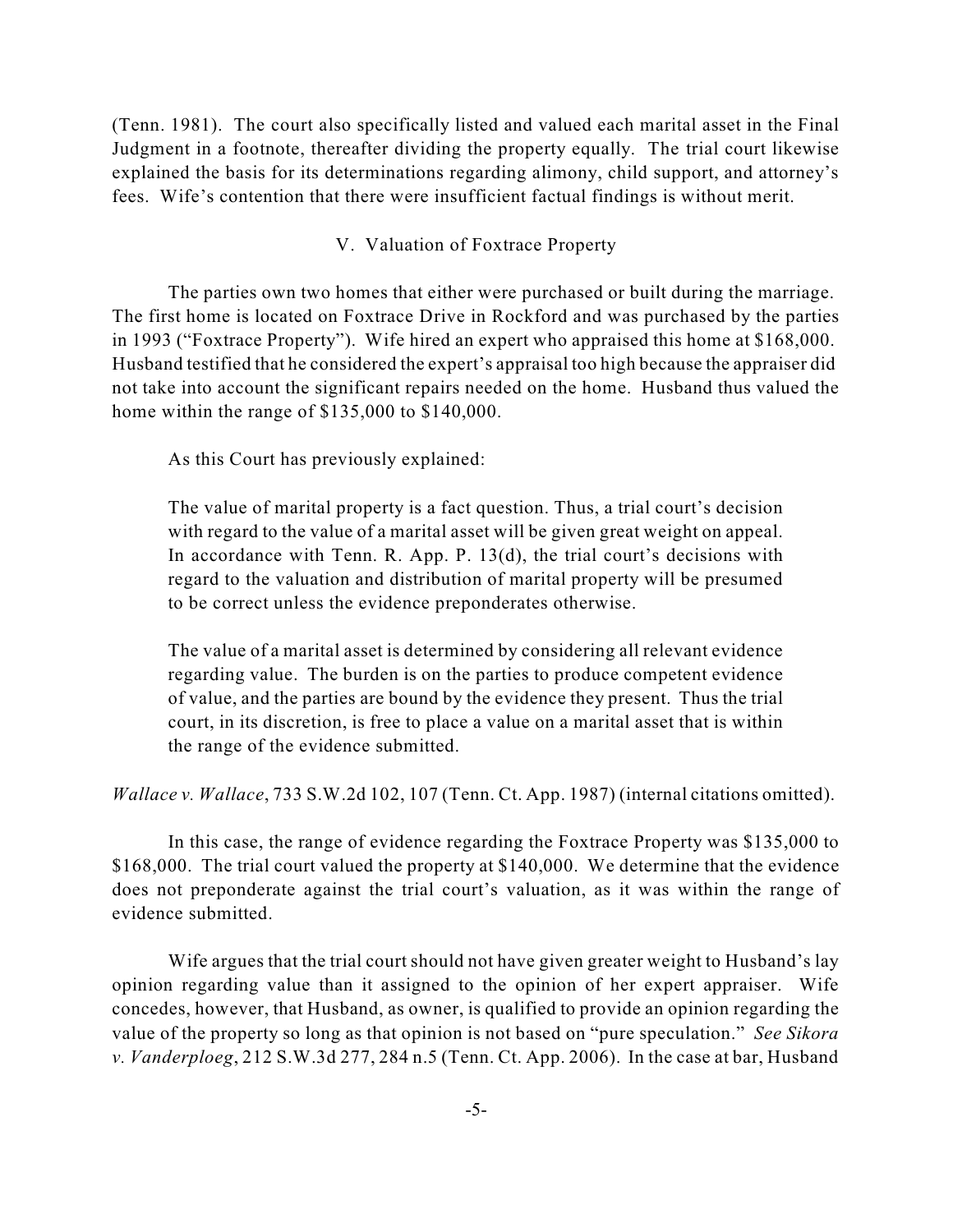(Tenn. 1981). The court also specifically listed and valued each marital asset in the Final Judgment in a footnote, thereafter dividing the property equally. The trial court likewise explained the basis for its determinations regarding alimony, child support, and attorney's fees. Wife's contention that there were insufficient factual findings is without merit.

## V. Valuation of Foxtrace Property

The parties own two homes that either were purchased or built during the marriage. The first home is located on Foxtrace Drive in Rockford and was purchased by the parties in 1993 ("Foxtrace Property"). Wife hired an expert who appraised this home at $168,000. Husband testified that he considered the expert's appraisal too high because the appraiser did not take into account the significant repairs needed on the home. Husband thus valued the home within the range of $135,000 to $140,000.

As this Court has previously explained:

> The value of marital property is a fact question. Thus, a trial court's decision with regard to the value of a marital asset will be given great weight on appeal. In accordance with Tenn. R. App. P. 13(d), the trial court's decisions with regard to the valuation and distribution of marital property will be presumed to be correct unless the evidence preponderates otherwise.
>
> The value of a marital asset is determined by considering all relevant evidence regarding value. The burden is on the parties to produce competent evidence of value, and the parties are bound by the evidence they present. Thus the trial court, in its discretion, is free to place a value on a marital asset that is within the range of the evidence submitted.

*Wallace v. Wallace*, 733 S.W.2d 102, 107 (Tenn. Ct. App. 1987) (internal citations omitted).

In this case, the range of evidence regarding the Foxtrace Property was $135,000 to $168,000. The trial court valued the property at $140,000. We determine that the evidence does not preponderate against the trial court's valuation, as it was within the range of evidence submitted.

Wife argues that the trial court should not have given greater weight to Husband's lay opinion regarding value than it assigned to the opinion of her expert appraiser. Wife concedes, however, that Husband, as owner, is qualified to provide an opinion regarding the value of the property so long as that opinion is not based on "pure speculation." *See Sikora v. Vanderploeg*, 212 S.W.3d 277, 284 n.5 (Tenn. Ct. App. 2006). In the case at bar, Husband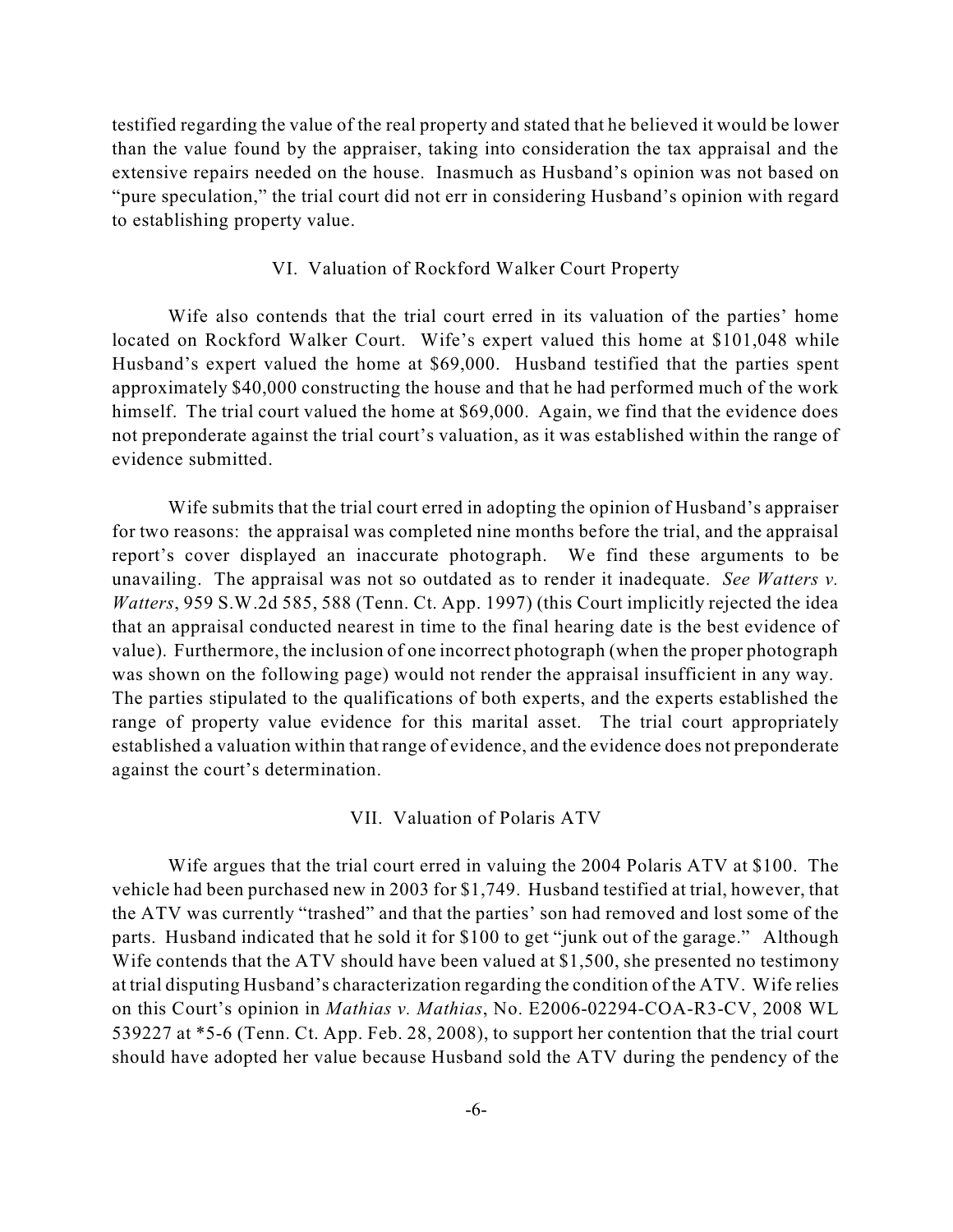testified regarding the value of the real property and stated that he believed it would be lower than the value found by the appraiser, taking into consideration the tax appraisal and the extensive repairs needed on the house. Inasmuch as Husband's opinion was not based on "pure speculation," the trial court did not err in considering Husband's opinion with regard to establishing property value.

## VI. Valuation of Rockford Walker Court Property

Wife also contends that the trial court erred in its valuation of the parties' home located on Rockford Walker Court. Wife's expert valued this home at $101,048 while Husband's expert valued the home at $69,000. Husband testified that the parties spent approximately $40,000 constructing the house and that he had performed much of the work himself. The trial court valued the home at $69,000. Again, we find that the evidence does not preponderate against the trial court's valuation, as it was established within the range of evidence submitted.

Wife submits that the trial court erred in adopting the opinion of Husband's appraiser for two reasons: the appraisal was completed nine months before the trial, and the appraisal report's cover displayed an inaccurate photograph. We find these arguments to be unavailing. The appraisal was not so outdated as to render it inadequate. *See Watters v. Watters*, 959 S.W.2d 585, 588 (Tenn. Ct. App. 1997) (this Court implicitly rejected the idea that an appraisal conducted nearest in time to the final hearing date is the best evidence of value). Furthermore, the inclusion of one incorrect photograph (when the proper photograph was shown on the following page) would not render the appraisal insufficient in any way. The parties stipulated to the qualifications of both experts, and the experts established the range of property value evidence for this marital asset. The trial court appropriately established a valuation within that range of evidence, and the evidence does not preponderate against the court's determination.

## VII. Valuation of Polaris ATV

Wife argues that the trial court erred in valuing the 2004 Polaris ATV at $100. The vehicle had been purchased new in 2003 for $1,749. Husband testified at trial, however, that the ATV was currently "trashed" and that the parties' son had removed and lost some of the parts. Husband indicated that he sold it for $100 to get "junk out of the garage." Although Wife contends that the ATV should have been valued at $1,500, she presented no testimony at trial disputing Husband's characterization regarding the condition of the ATV. Wife relies on this Court's opinion in *Mathias v. Mathias*, No. E2006-02294-COA-R3-CV, 2008 WL 539227 at *5-6 (Tenn. Ct. App. Feb. 28, 2008), to support her contention that the trial court should have adopted her value because Husband sold the ATV during the pendency of the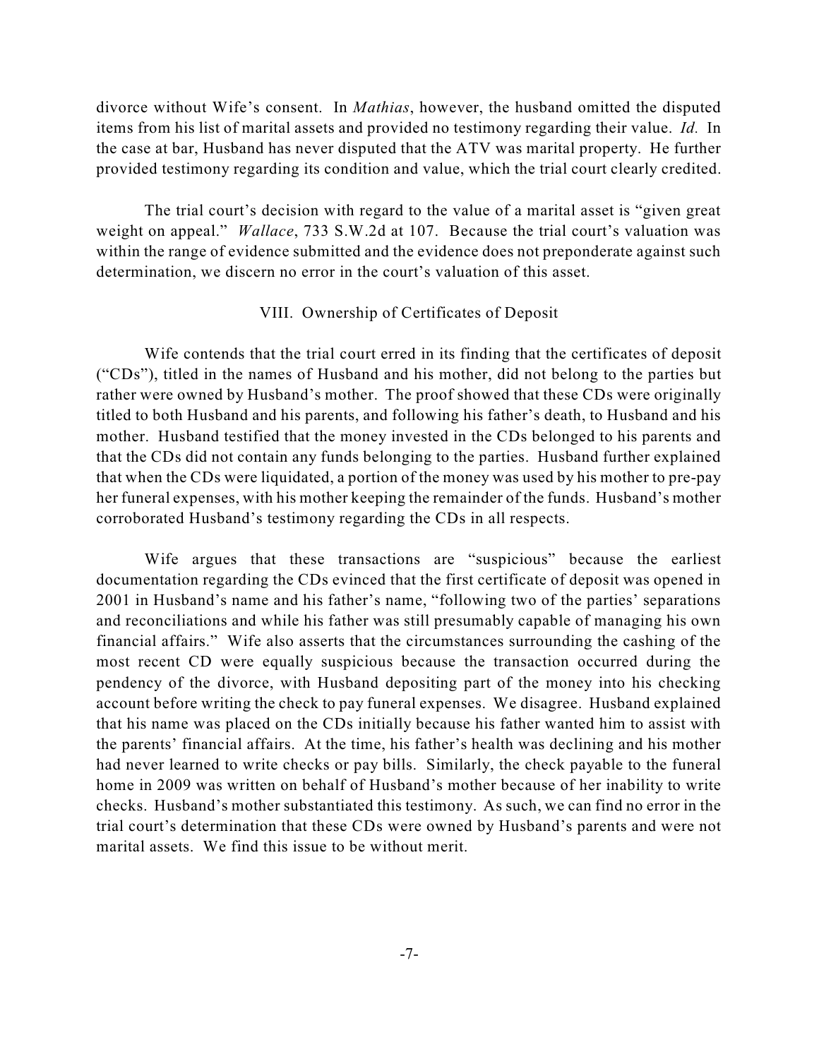divorce without Wife's consent. In *Mathias*, however, the husband omitted the disputed items from his list of marital assets and provided no testimony regarding their value. *Id.* In the case at bar, Husband has never disputed that the ATV was marital property. He further provided testimony regarding its condition and value, which the trial court clearly credited.

The trial court's decision with regard to the value of a marital asset is "given great weight on appeal." *Wallace*, 733 S.W.2d at 107. Because the trial court's valuation was within the range of evidence submitted and the evidence does not preponderate against such determination, we discern no error in the court's valuation of this asset.

### VIII. Ownership of Certificates of Deposit

Wife contends that the trial court erred in its finding that the certificates of deposit ("CDs"), titled in the names of Husband and his mother, did not belong to the parties but rather were owned by Husband's mother. The proof showed that these CDs were originally titled to both Husband and his parents, and following his father's death, to Husband and his mother. Husband testified that the money invested in the CDs belonged to his parents and that the CDs did not contain any funds belonging to the parties. Husband further explained that when the CDs were liquidated, a portion of the money was used by his mother to pre-pay her funeral expenses, with his mother keeping the remainder of the funds. Husband's mother corroborated Husband's testimony regarding the CDs in all respects.

Wife argues that these transactions are "suspicious" because the earliest documentation regarding the CDs evinced that the first certificate of deposit was opened in 2001 in Husband's name and his father's name, "following two of the parties' separations and reconciliations and while his father was still presumably capable of managing his own financial affairs." Wife also asserts that the circumstances surrounding the cashing of the most recent CD were equally suspicious because the transaction occurred during the pendency of the divorce, with Husband depositing part of the money into his checking account before writing the check to pay funeral expenses. We disagree. Husband explained that his name was placed on the CDs initially because his father wanted him to assist with the parents' financial affairs. At the time, his father's health was declining and his mother had never learned to write checks or pay bills. Similarly, the check payable to the funeral home in 2009 was written on behalf of Husband's mother because of her inability to write checks. Husband's mother substantiated this testimony. As such, we can find no error in the trial court's determination that these CDs were owned by Husband's parents and were not marital assets. We find this issue to be without merit.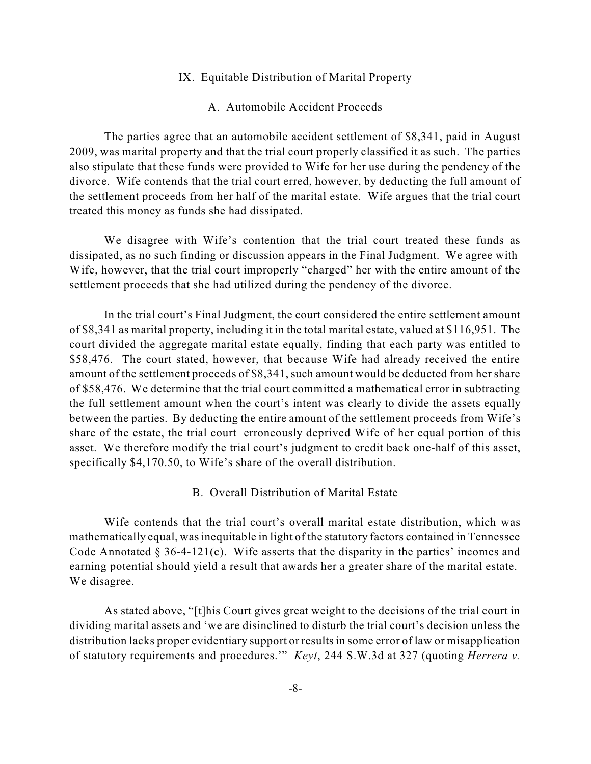## IX. Equitable Distribution of Marital Property

### A. Automobile Accident Proceeds

The parties agree that an automobile accident settlement of $8,341, paid in August 2009, was marital property and that the trial court properly classified it as such. The parties also stipulate that these funds were provided to Wife for her use during the pendency of the divorce. Wife contends that the trial court erred, however, by deducting the full amount of the settlement proceeds from her half of the marital estate. Wife argues that the trial court treated this money as funds she had dissipated.

We disagree with Wife's contention that the trial court treated these funds as dissipated, as no such finding or discussion appears in the Final Judgment. We agree with Wife, however, that the trial court improperly "charged" her with the entire amount of the settlement proceeds that she had utilized during the pendency of the divorce.

In the trial court's Final Judgment, the court considered the entire settlement amount of $8,341 as marital property, including it in the total marital estate, valued at $116,951. The court divided the aggregate marital estate equally, finding that each party was entitled to $58,476. The court stated, however, that because Wife had already received the entire amount of the settlement proceeds of $8,341, such amount would be deducted from her share of $58,476. We determine that the trial court committed a mathematical error in subtracting the full settlement amount when the court's intent was clearly to divide the assets equally between the parties. By deducting the entire amount of the settlement proceeds from Wife's share of the estate, the trial court erroneously deprived Wife of her equal portion of this asset. We therefore modify the trial court's judgment to credit back one-half of this asset, specifically $4,170.50, to Wife's share of the overall distribution.

### B. Overall Distribution of Marital Estate

Wife contends that the trial court's overall marital estate distribution, which was mathematically equal, was inequitable in light of the statutory factors contained in Tennessee Code Annotated § 36-4-121(c). Wife asserts that the disparity in the parties' incomes and earning potential should yield a result that awards her a greater share of the marital estate. We disagree.

As stated above, "[t]his Court gives great weight to the decisions of the trial court in dividing marital assets and 'we are disinclined to disturb the trial court's decision unless the distribution lacks proper evidentiary support or results in some error of law or misapplication of statutory requirements and procedures.'" *Keyt*, 244 S.W.3d at 327 (quoting *Herrera v.*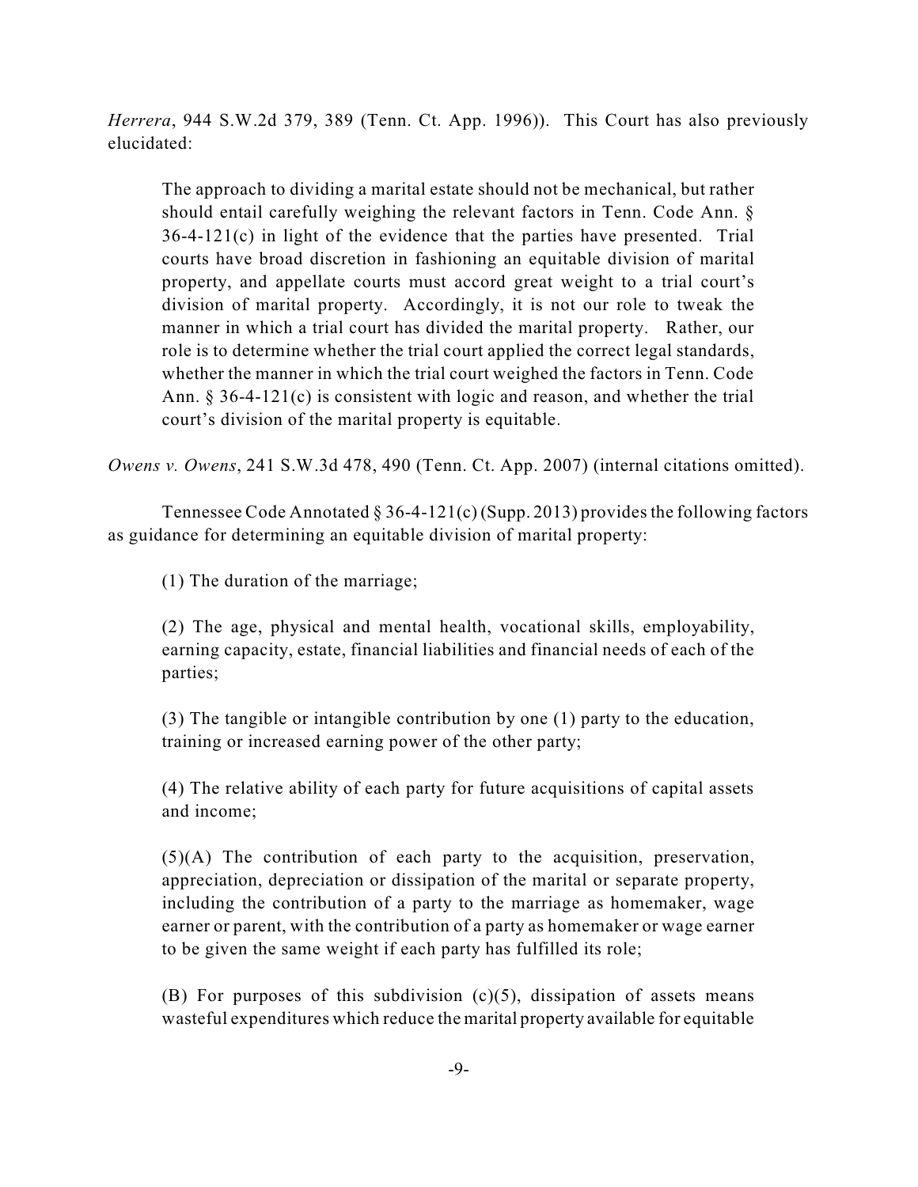*Herrera*, 944 S.W.2d 379, 389 (Tenn. Ct. App. 1996)). This Court has also previously elucidated:

> The approach to dividing a marital estate should not be mechanical, but rather should entail carefully weighing the relevant factors in Tenn. Code Ann. § 36-4-121(c) in light of the evidence that the parties have presented. Trial courts have broad discretion in fashioning an equitable division of marital property, and appellate courts must accord great weight to a trial court's division of marital property. Accordingly, it is not our role to tweak the manner in which a trial court has divided the marital property. Rather, our role is to determine whether the trial court applied the correct legal standards, whether the manner in which the trial court weighed the factors in Tenn. Code Ann. § 36-4-121(c) is consistent with logic and reason, and whether the trial court's division of the marital property is equitable.

*Owens v. Owens*, 241 S.W.3d 478, 490 (Tenn. Ct. App. 2007) (internal citations omitted).

Tennessee Code Annotated § 36-4-121(c) (Supp. 2013) provides the following factors as guidance for determining an equitable division of marital property:

> (1) The duration of the marriage;
>
> (2) The age, physical and mental health, vocational skills, employability, earning capacity, estate, financial liabilities and financial needs of each of the parties;
>
> (3) The tangible or intangible contribution by one (1) party to the education, training or increased earning power of the other party;
>
> (4) The relative ability of each party for future acquisitions of capital assets and income;
>
> (5)(A) The contribution of each party to the acquisition, preservation, appreciation, depreciation or dissipation of the marital or separate property, including the contribution of a party to the marriage as homemaker, wage earner or parent, with the contribution of a party as homemaker or wage earner to be given the same weight if each party has fulfilled its role;
>
> (B) For purposes of this subdivision (c)(5), dissipation of assets means wasteful expenditures which reduce the marital property available for equitable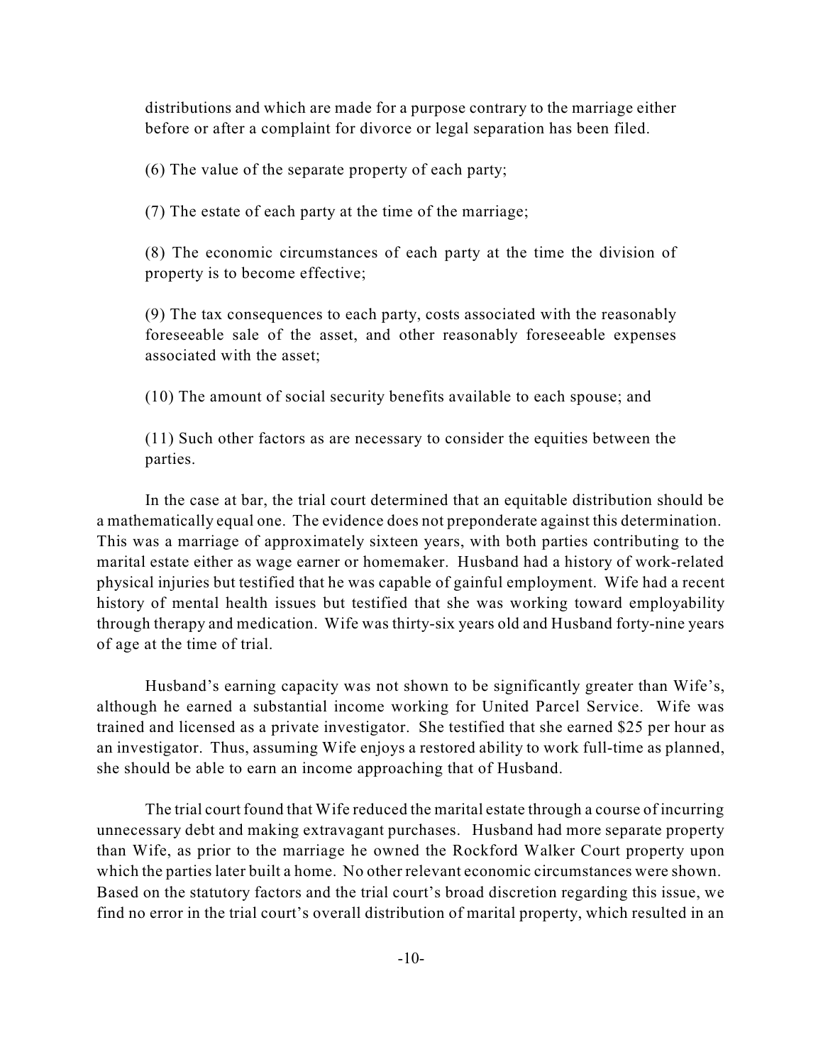distributions and which are made for a purpose contrary to the marriage either before or after a complaint for divorce or legal separation has been filed.

(6) The value of the separate property of each party;

(7) The estate of each party at the time of the marriage;

(8) The economic circumstances of each party at the time the division of property is to become effective;

(9) The tax consequences to each party, costs associated with the reasonably foreseeable sale of the asset, and other reasonably foreseeable expenses associated with the asset;

(10) The amount of social security benefits available to each spouse; and

(11) Such other factors as are necessary to consider the equities between the parties.

In the case at bar, the trial court determined that an equitable distribution should be a mathematically equal one. The evidence does not preponderate against this determination. This was a marriage of approximately sixteen years, with both parties contributing to the marital estate either as wage earner or homemaker. Husband had a history of work-related physical injuries but testified that he was capable of gainful employment. Wife had a recent history of mental health issues but testified that she was working toward employability through therapy and medication. Wife was thirty-six years old and Husband forty-nine years of age at the time of trial.

Husband's earning capacity was not shown to be significantly greater than Wife's, although he earned a substantial income working for United Parcel Service. Wife was trained and licensed as a private investigator. She testified that she earned $25 per hour as an investigator. Thus, assuming Wife enjoys a restored ability to work full-time as planned, she should be able to earn an income approaching that of Husband.

The trial court found that Wife reduced the marital estate through a course of incurring unnecessary debt and making extravagant purchases. Husband had more separate property than Wife, as prior to the marriage he owned the Rockford Walker Court property upon which the parties later built a home. No other relevant economic circumstances were shown. Based on the statutory factors and the trial court's broad discretion regarding this issue, we find no error in the trial court's overall distribution of marital property, which resulted in an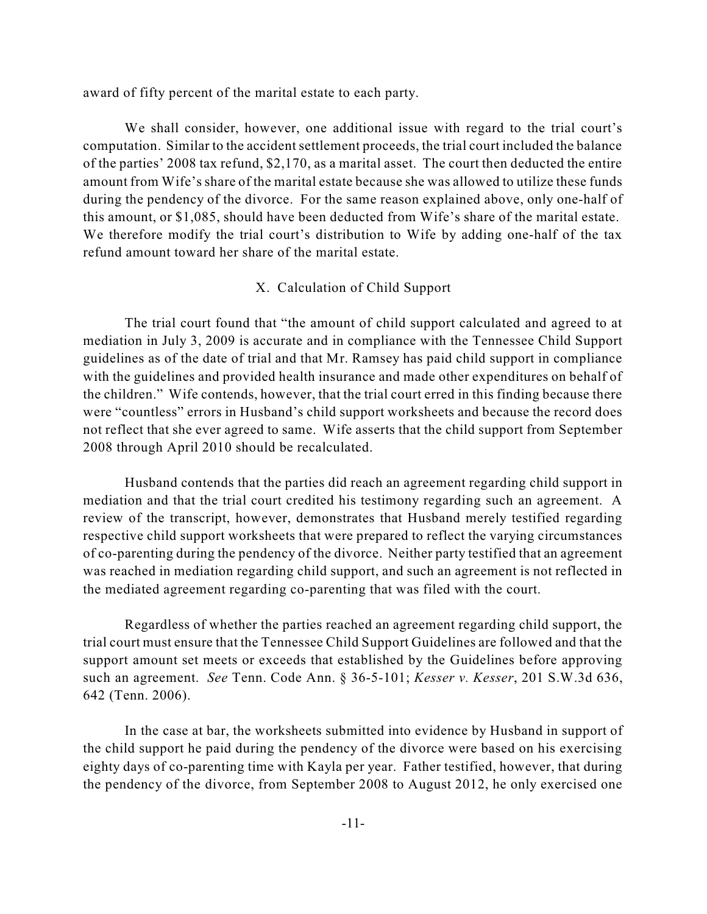award of fifty percent of the marital estate to each party.

We shall consider, however, one additional issue with regard to the trial court's computation. Similar to the accident settlement proceeds, the trial court included the balance of the parties' 2008 tax refund, $2,170, as a marital asset. The court then deducted the entire amount from Wife's share of the marital estate because she was allowed to utilize these funds during the pendency of the divorce. For the same reason explained above, only one-half of this amount, or $1,085, should have been deducted from Wife's share of the marital estate. We therefore modify the trial court's distribution to Wife by adding one-half of the tax refund amount toward her share of the marital estate.

## X. Calculation of Child Support

The trial court found that "the amount of child support calculated and agreed to at mediation in July 3, 2009 is accurate and in compliance with the Tennessee Child Support guidelines as of the date of trial and that Mr. Ramsey has paid child support in compliance with the guidelines and provided health insurance and made other expenditures on behalf of the children." Wife contends, however, that the trial court erred in this finding because there were "countless" errors in Husband's child support worksheets and because the record does not reflect that she ever agreed to same. Wife asserts that the child support from September 2008 through April 2010 should be recalculated.

Husband contends that the parties did reach an agreement regarding child support in mediation and that the trial court credited his testimony regarding such an agreement. A review of the transcript, however, demonstrates that Husband merely testified regarding respective child support worksheets that were prepared to reflect the varying circumstances of co-parenting during the pendency of the divorce. Neither party testified that an agreement was reached in mediation regarding child support, and such an agreement is not reflected in the mediated agreement regarding co-parenting that was filed with the court.

Regardless of whether the parties reached an agreement regarding child support, the trial court must ensure that the Tennessee Child Support Guidelines are followed and that the support amount set meets or exceeds that established by the Guidelines before approving such an agreement. *See* Tenn. Code Ann. § 36-5-101; *Kesser v. Kesser*, 201 S.W.3d 636, 642 (Tenn. 2006).

In the case at bar, the worksheets submitted into evidence by Husband in support of the child support he paid during the pendency of the divorce were based on his exercising eighty days of co-parenting time with Kayla per year. Father testified, however, that during the pendency of the divorce, from September 2008 to August 2012, he only exercised one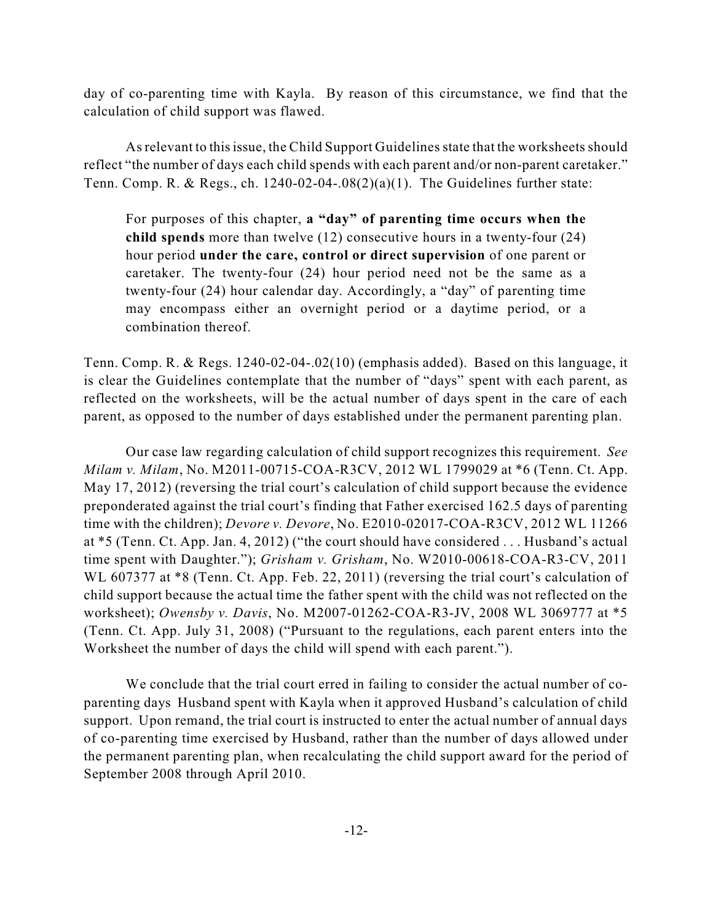day of co-parenting time with Kayla. By reason of this circumstance, we find that the calculation of child support was flawed.

As relevant to this issue, the Child Support Guidelines state that the worksheets should reflect "the number of days each child spends with each parent and/or non-parent caretaker." Tenn. Comp. R. & Regs., ch. 1240-02-04-.08(2)(a)(1). The Guidelines further state:

> For purposes of this chapter, **a "day" of parenting time occurs when the child spends** more than twelve (12) consecutive hours in a twenty-four (24) hour period **under the care, control or direct supervision** of one parent or caretaker. The twenty-four (24) hour period need not be the same as a twenty-four (24) hour calendar day. Accordingly, a "day" of parenting time may encompass either an overnight period or a daytime period, or a combination thereof.

Tenn. Comp. R. & Regs. 1240-02-04-.02(10) (emphasis added). Based on this language, it is clear the Guidelines contemplate that the number of "days" spent with each parent, as reflected on the worksheets, will be the actual number of days spent in the care of each parent, as opposed to the number of days established under the permanent parenting plan.

Our case law regarding calculation of child support recognizes this requirement. *See Milam v. Milam*, No. M2011-00715-COA-R3CV, 2012 WL 1799029 at *6 (Tenn. Ct. App. May 17, 2012) (reversing the trial court's calculation of child support because the evidence preponderated against the trial court's finding that Father exercised 162.5 days of parenting time with the children); *Devore v. Devore*, No. E2010-02017-COA-R3CV, 2012 WL 11266 at *5 (Tenn. Ct. App. Jan. 4, 2012) ("the court should have considered . . . Husband's actual time spent with Daughter."); *Grisham v. Grisham*, No. W2010-00618-COA-R3-CV, 2011 WL 607377 at *8 (Tenn. Ct. App. Feb. 22, 2011) (reversing the trial court's calculation of child support because the actual time the father spent with the child was not reflected on the worksheet); *Owensby v. Davis*, No. M2007-01262-COA-R3-JV, 2008 WL 3069777 at *5 (Tenn. Ct. App. July 31, 2008) ("Pursuant to the regulations, each parent enters into the Worksheet the number of days the child will spend with each parent.").

We conclude that the trial court erred in failing to consider the actual number of co-parenting days Husband spent with Kayla when it approved Husband's calculation of child support. Upon remand, the trial court is instructed to enter the actual number of annual days of co-parenting time exercised by Husband, rather than the number of days allowed under the permanent parenting plan, when recalculating the child support award for the period of September 2008 through April 2010.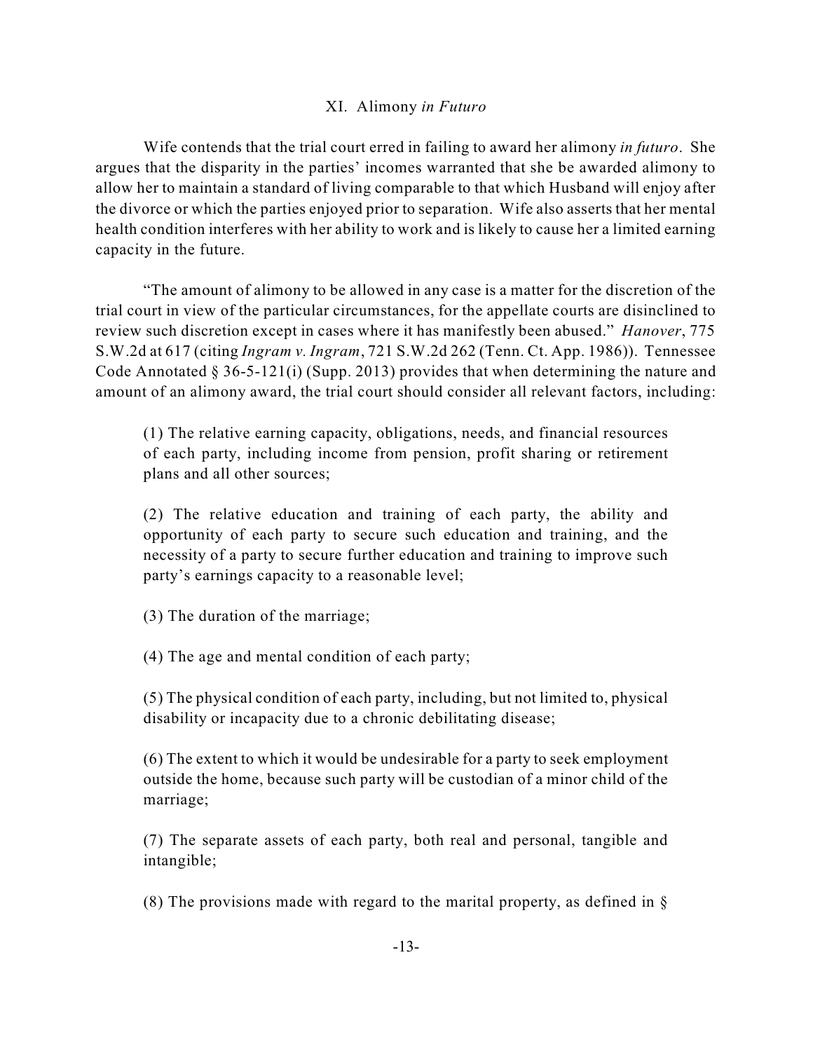## XI. Alimony *in Futuro*

Wife contends that the trial court erred in failing to award her alimony *in futuro*. She argues that the disparity in the parties' incomes warranted that she be awarded alimony to allow her to maintain a standard of living comparable to that which Husband will enjoy after the divorce or which the parties enjoyed prior to separation. Wife also asserts that her mental health condition interferes with her ability to work and is likely to cause her a limited earning capacity in the future.

"The amount of alimony to be allowed in any case is a matter for the discretion of the trial court in view of the particular circumstances, for the appellate courts are disinclined to review such discretion except in cases where it has manifestly been abused." *Hanover*, 775 S.W.2d at 617 (citing *Ingram v. Ingram*, 721 S.W.2d 262 (Tenn. Ct. App. 1986)). Tennessee Code Annotated § 36-5-121(i) (Supp. 2013) provides that when determining the nature and amount of an alimony award, the trial court should consider all relevant factors, including:

> (1) The relative earning capacity, obligations, needs, and financial resources of each party, including income from pension, profit sharing or retirement plans and all other sources;
>
> (2) The relative education and training of each party, the ability and opportunity of each party to secure such education and training, and the necessity of a party to secure further education and training to improve such party's earnings capacity to a reasonable level;
>
> (3) The duration of the marriage;
>
> (4) The age and mental condition of each party;
>
> (5) The physical condition of each party, including, but not limited to, physical disability or incapacity due to a chronic debilitating disease;
>
> (6) The extent to which it would be undesirable for a party to seek employment outside the home, because such party will be custodian of a minor child of the marriage;
>
> (7) The separate assets of each party, both real and personal, tangible and intangible;
>
> (8) The provisions made with regard to the marital property, as defined in §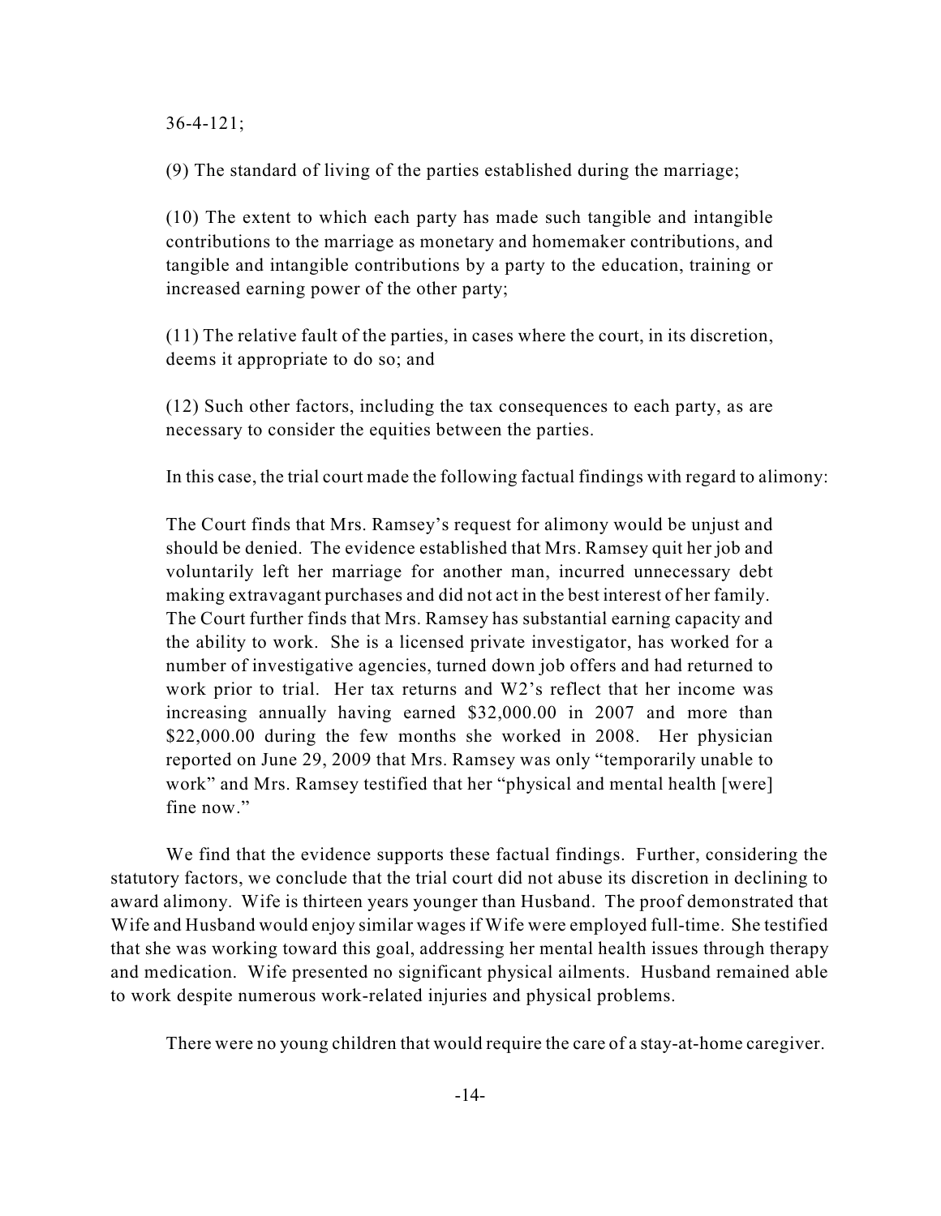36-4-121;

(9) The standard of living of the parties established during the marriage;

(10) The extent to which each party has made such tangible and intangible contributions to the marriage as monetary and homemaker contributions, and tangible and intangible contributions by a party to the education, training or increased earning power of the other party;

(11) The relative fault of the parties, in cases where the court, in its discretion, deems it appropriate to do so; and

(12) Such other factors, including the tax consequences to each party, as are necessary to consider the equities between the parties.

In this case, the trial court made the following factual findings with regard to alimony:

> The Court finds that Mrs. Ramsey's request for alimony would be unjust and should be denied. The evidence established that Mrs. Ramsey quit her job and voluntarily left her marriage for another man, incurred unnecessary debt making extravagant purchases and did not act in the best interest of her family. The Court further finds that Mrs. Ramsey has substantial earning capacity and the ability to work. She is a licensed private investigator, has worked for a number of investigative agencies, turned down job offers and had returned to work prior to trial. Her tax returns and W2's reflect that her income was increasing annually having earned $32,000.00 in 2007 and more than $22,000.00 during the few months she worked in 2008. Her physician reported on June 29, 2009 that Mrs. Ramsey was only "temporarily unable to work" and Mrs. Ramsey testified that her "physical and mental health [were] fine now."

We find that the evidence supports these factual findings. Further, considering the statutory factors, we conclude that the trial court did not abuse its discretion in declining to award alimony. Wife is thirteen years younger than Husband. The proof demonstrated that Wife and Husband would enjoy similar wages if Wife were employed full-time. She testified that she was working toward this goal, addressing her mental health issues through therapy and medication. Wife presented no significant physical ailments. Husband remained able to work despite numerous work-related injuries and physical problems.

There were no young children that would require the care of a stay-at-home caregiver.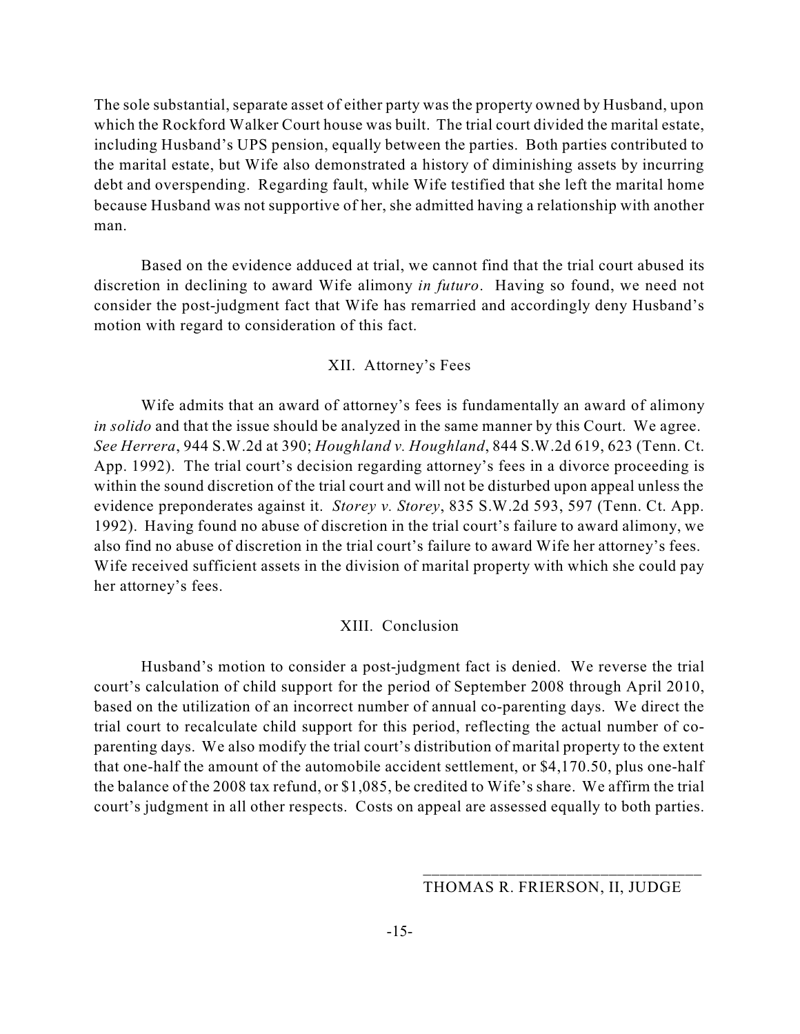The sole substantial, separate asset of either party was the property owned by Husband, upon which the Rockford Walker Court house was built. The trial court divided the marital estate, including Husband's UPS pension, equally between the parties. Both parties contributed to the marital estate, but Wife also demonstrated a history of diminishing assets by incurring debt and overspending. Regarding fault, while Wife testified that she left the marital home because Husband was not supportive of her, she admitted having a relationship with another man.

Based on the evidence adduced at trial, we cannot find that the trial court abused its discretion in declining to award Wife alimony *in futuro*. Having so found, we need not consider the post-judgment fact that Wife has remarried and accordingly deny Husband's motion with regard to consideration of this fact.

## XII. Attorney's Fees

Wife admits that an award of attorney's fees is fundamentally an award of alimony *in solido* and that the issue should be analyzed in the same manner by this Court. We agree. *See Herrera*, 944 S.W.2d at 390; *Houghland v. Houghland*, 844 S.W.2d 619, 623 (Tenn. Ct. App. 1992). The trial court's decision regarding attorney's fees in a divorce proceeding is within the sound discretion of the trial court and will not be disturbed upon appeal unless the evidence preponderates against it. *Storey v. Storey*, 835 S.W.2d 593, 597 (Tenn. Ct. App. 1992). Having found no abuse of discretion in the trial court's failure to award alimony, we also find no abuse of discretion in the trial court's failure to award Wife her attorney's fees. Wife received sufficient assets in the division of marital property with which she could pay her attorney's fees.

## XIII. Conclusion

Husband's motion to consider a post-judgment fact is denied. We reverse the trial court's calculation of child support for the period of September 2008 through April 2010, based on the utilization of an incorrect number of annual co-parenting days. We direct the trial court to recalculate child support for this period, reflecting the actual number of co-parenting days. We also modify the trial court's distribution of marital property to the extent that one-half the amount of the automobile accident settlement, or $4,170.50, plus one-half the balance of the 2008 tax refund, or $1,085, be credited to Wife's share. We affirm the trial court's judgment in all other respects. Costs on appeal are assessed equally to both parties.

_________________________________

THOMAS R. FRIERSON, II, JUDGE